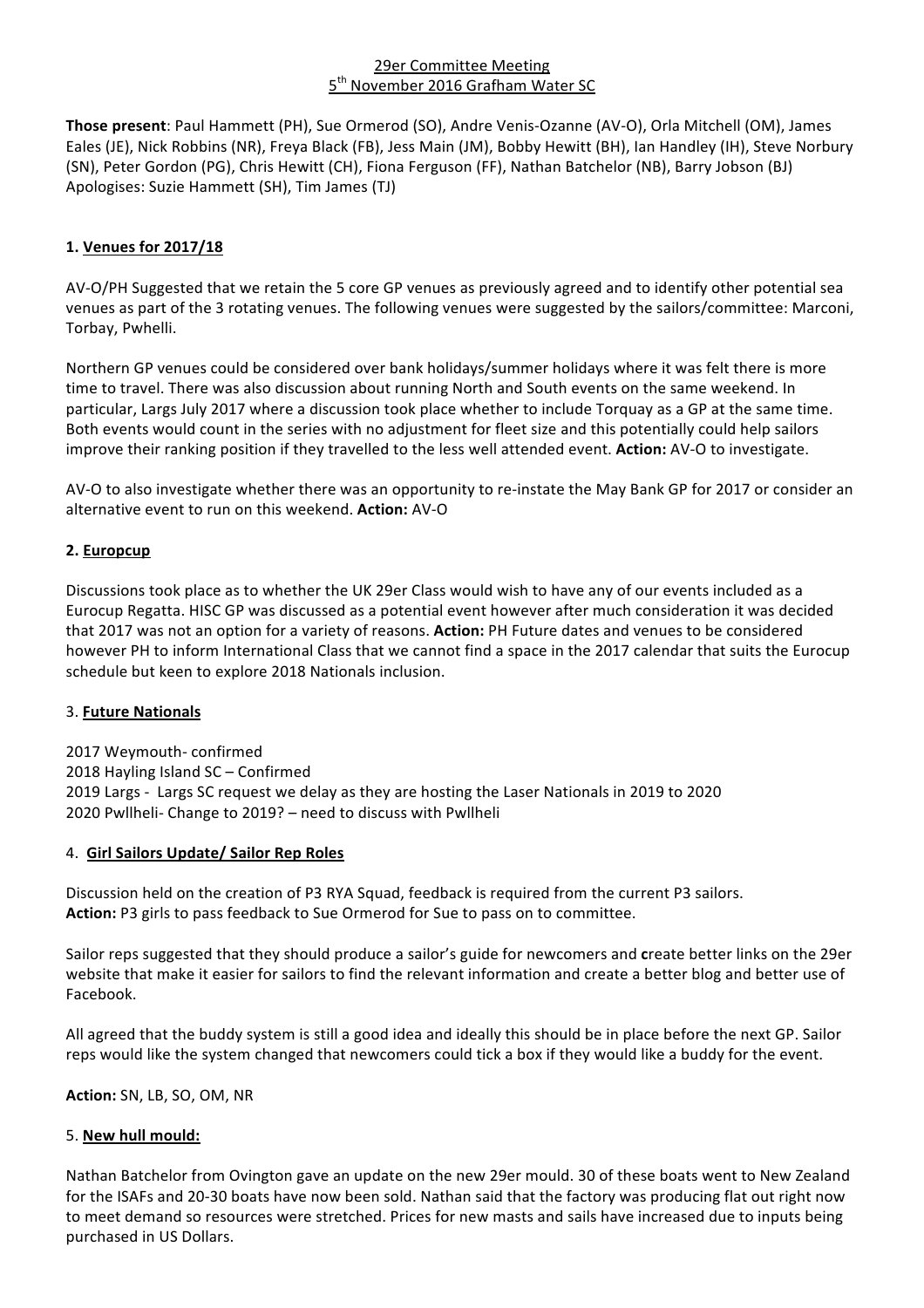# 29er Committee Meeting
## 5th November 2016 Grafham Water SC

**Those present**: Paul Hammett (PH), Sue Ormerod (SO), Andre Venis-Ozanne (AV-O), Orla Mitchell (OM), James Eales (JE), Nick Robbins (NR), Freya Black (FB), Jess Main (JM), Bobby Hewitt (BH), Ian Handley (IH), Steve Norbury (SN), Peter Gordon (PG), Chris Hewitt (CH), Fiona Ferguson (FF), Nathan Batchelor (NB), Barry Jobson (BJ)
Apologises: Suzie Hammett (SH), Tim James (TJ)

### 1. Venues for 2017/18

AV-O/PH Suggested that we retain the 5 core GP venues as previously agreed and to identify other potential sea venues as part of the 3 rotating venues. The following venues were suggested by the sailors/committee: Marconi, Torbay, Pwhelli.

Northern GP venues could be considered over bank holidays/summer holidays where it was felt there is more time to travel. There was also discussion about running North and South events on the same weekend. In particular, Largs July 2017 where a discussion took place whether to include Torquay as a GP at the same time. Both events would count in the series with no adjustment for fleet size and this potentially could help sailors improve their ranking position if they travelled to the less well attended event. **Action:** AV-O to investigate.

AV-O to also investigate whether there was an opportunity to re-instate the May Bank GP for 2017 or consider an alternative event to run on this weekend. **Action:** AV-O

### 2. Europcup

Discussions took place as to whether the UK 29er Class would wish to have any of our events included as a Eurocup Regatta. HISC GP was discussed as a potential event however after much consideration it was decided that 2017 was not an option for a variety of reasons. **Action:** PH Future dates and venues to be considered however PH to inform International Class that we cannot find a space in the 2017 calendar that suits the Eurocup schedule but keen to explore 2018 Nationals inclusion.

### 3. Future Nationals

2017 Weymouth- confirmed
2018 Hayling Island SC – Confirmed
2019 Largs - Largs SC request we delay as they are hosting the Laser Nationals in 2019 to 2020
2020 Pwllheli- Change to 2019? – need to discuss with Pwllheli

### 4. Girl Sailors Update/ Sailor Rep Roles

Discussion held on the creation of P3 RYA Squad, feedback is required from the current P3 sailors.
**Action:** P3 girls to pass feedback to Sue Ormerod for Sue to pass on to committee.

Sailor reps suggested that they should produce a sailor's guide for newcomers and **c**reate better links on the 29er website that make it easier for sailors to find the relevant information and create a better blog and better use of Facebook.

All agreed that the buddy system is still a good idea and ideally this should be in place before the next GP. Sailor reps would like the system changed that newcomers could tick a box if they would like a buddy for the event.

**Action:** SN, LB, SO, OM, NR

### 5. New hull mould:

Nathan Batchelor from Ovington gave an update on the new 29er mould. 30 of these boats went to New Zealand for the ISAFs and 20-30 boats have now been sold. Nathan said that the factory was producing flat out right now to meet demand so resources were stretched. Prices for new masts and sails have increased due to inputs being purchased in US Dollars.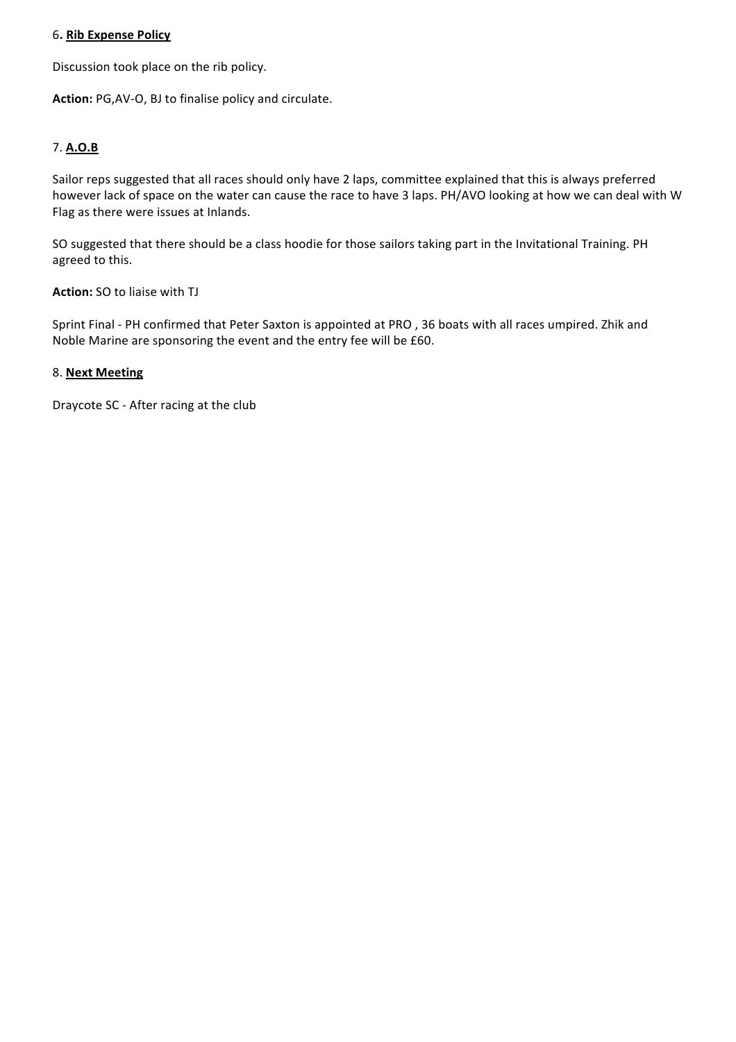6. **<u>Rib Expense Policy</u>**

Discussion took place on the rib policy.

**Action:** PG,AV-O, BJ to finalise policy and circulate.

7. **<u>A.O.B</u>**

Sailor reps suggested that all races should only have 2 laps, committee explained that this is always preferred however lack of space on the water can cause the race to have 3 laps. PH/AVO looking at how we can deal with W Flag as there were issues at Inlands.

SO suggested that there should be a class hoodie for those sailors taking part in the Invitational Training. PH agreed to this.

**Action:** SO to liaise with TJ

Sprint Final - PH confirmed that Peter Saxton is appointed at PRO , 36 boats with all races umpired. Zhik and Noble Marine are sponsoring the event and the entry fee will be £60.

8. **<u>Next Meeting</u>**

Draycote SC - After racing at the club